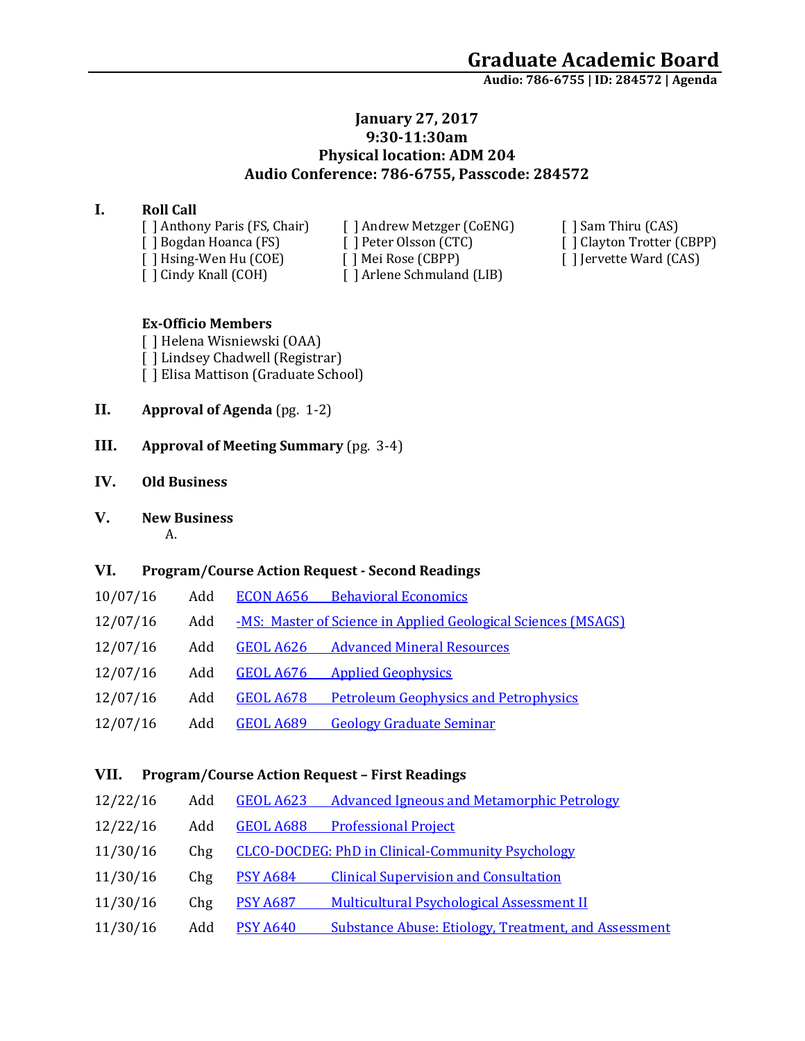# Graduate Academic Board

**Audio: 786-6755 | ID: 284572 | Agenda**

**January 27, 2017**
**9:30-11:30am**
**Physical location: ADM 204**
**Audio Conference: 786-6755, Passcode: 284572**

## I. Roll Call

- [ ] Anthony Paris (FS, Chair)
- [ ] Bogdan Hoanca (FS)
- [ ] Hsing-Wen Hu (COE)
- [ ] Cindy Knall (COH)
- [ ] Andrew Metzger (CoENG)
- [ ] Peter Olsson (CTC)
- [ ] Mei Rose (CBPP)
- [ ] Arlene Schmuland (LIB)
- [ ] Sam Thiru (CAS)
- [ ] Clayton Trotter (CBPP)
- [ ] Jervette Ward (CAS)

**Ex-Officio Members**

- [ ] Helena Wisniewski (OAA)
- [ ] Lindsey Chadwell (Registrar)
- [ ] Elisa Mattison (Graduate School)

## II. Approval of Agenda (pg. 1-2)

## III. Approval of Meeting Summary (pg. 3-4)

## IV. Old Business

## V. New Business

A.

## VI. Program/Course Action Request - Second Readings

| Date | Action | Course/Program | Title |
|---|---|---|---|
| 10/07/16 | Add | ECON A656 | Behavioral Economics |
| 12/07/16 | Add | -MS: Master of Science in Applied Geological Sciences (MSAGS) | |
| 12/07/16 | Add | GEOL A626 | Advanced Mineral Resources |
| 12/07/16 | Add | GEOL A676 | Applied Geophysics |
| 12/07/16 | Add | GEOL A678 | Petroleum Geophysics and Petrophysics |
| 12/07/16 | Add | GEOL A689 | Geology Graduate Seminar |

## VII. Program/Course Action Request – First Readings

| Date | Action | Course/Program | Title |
|---|---|---|---|
| 12/22/16 | Add | GEOL A623 | Advanced Igneous and Metamorphic Petrology |
| 12/22/16 | Add | GEOL A688 | Professional Project |
| 11/30/16 | Chg | CLCO-DOCDEG: PhD in Clinical-Community Psychology | |
| 11/30/16 | Chg | PSY A684 | Clinical Supervision and Consultation |
| 11/30/16 | Chg | PSY A687 | Multicultural Psychological Assessment II |
| 11/30/16 | Add | PSY A640 | Substance Abuse: Etiology, Treatment, and Assessment |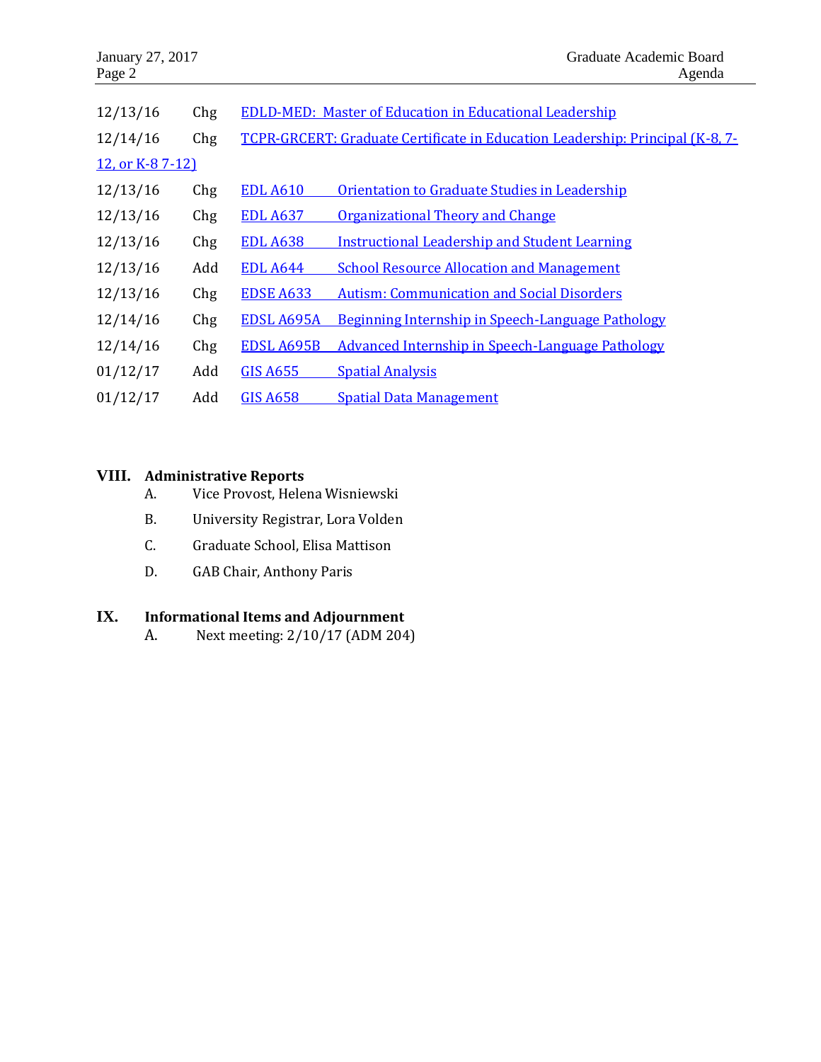| | | |
|---|---|---|
| 12/13/16 | Chg | EDLD-MED: Master of Education in Educational Leadership |
| 12/14/16 | Chg | TCPR-GRCERT: Graduate Certificate in Education Leadership: Principal (K-8, 7-12, or K-8 7-12) |
| 12/13/16 | Chg | EDL A610 Orientation to Graduate Studies in Leadership |
| 12/13/16 | Chg | EDL A637 Organizational Theory and Change |
| 12/13/16 | Chg | EDL A638 Instructional Leadership and Student Learning |
| 12/13/16 | Add | EDL A644 School Resource Allocation and Management |
| 12/13/16 | Chg | EDSE A633 Autism: Communication and Social Disorders |
| 12/14/16 | Chg | EDSL A695A Beginning Internship in Speech-Language Pathology |
| 12/14/16 | Chg | EDSL A695B Advanced Internship in Speech-Language Pathology |
| 01/12/17 | Add | GIS A655 Spatial Analysis |
| 01/12/17 | Add | GIS A658 Spatial Data Management |

## VIII. Administrative Reports

A. Vice Provost, Helena Wisniewski

B. University Registrar, Lora Volden

C. Graduate School, Elisa Mattison

D. GAB Chair, Anthony Paris

## IX. Informational Items and Adjournment

A. Next meeting: 2/10/17 (ADM 204)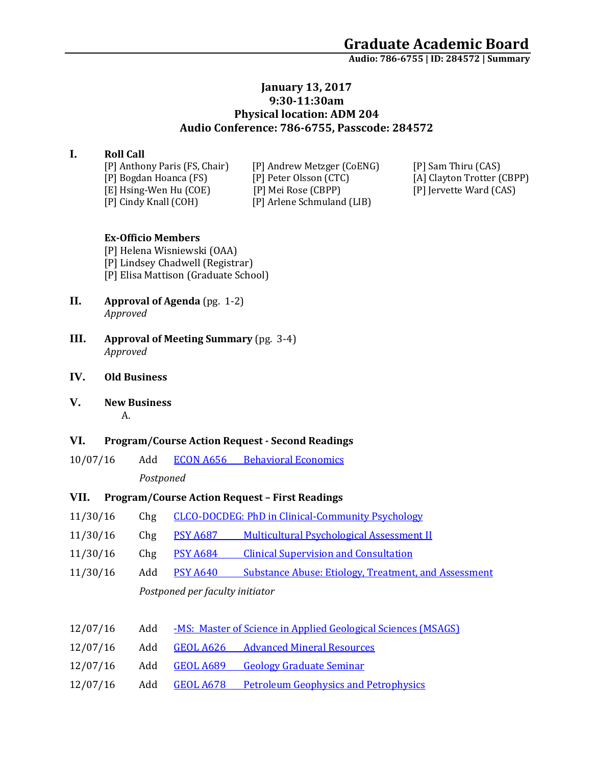# Graduate Academic Board

**Audio: 786-6755 | ID: 284572 | Summary**

**January 13, 2017**
**9:30-11:30am**
**Physical location: ADM 204**
**Audio Conference: 786-6755, Passcode: 284572**

**I. Roll Call**

[P] Anthony Paris (FS, Chair)
[P] Bogdan Hoanca (FS)
[E] Hsing-Wen Hu (COE)
[P] Cindy Knall (COH)
[P] Andrew Metzger (CoENG)
[P] Peter Olsson (CTC)
[P] Mei Rose (CBPP)
[P] Arlene Schmuland (LIB)
[P] Sam Thiru (CAS)
[A] Clayton Trotter (CBPP)
[P] Jervette Ward (CAS)

**Ex-Officio Members**

[P] Helena Wisniewski (OAA)
[P] Lindsey Chadwell (Registrar)
[P] Elisa Mattison (Graduate School)

**II. Approval of Agenda** (pg. 1-2)
*Approved*

**III. Approval of Meeting Summary** (pg. 3-4)
*Approved*

**IV. Old Business**

**V. New Business**

A.

**VI. Program/Course Action Request - Second Readings**

10/07/16 Add ECON A656 Behavioral Economics

*Postponed*

**VII. Program/Course Action Request – First Readings**

11/30/16 Chg CLCO-DOCDEG: PhD in Clinical-Community Psychology

11/30/16 Chg PSY A687 Multicultural Psychological Assessment II

11/30/16 Chg PSY A684 Clinical Supervision and Consultation

11/30/16 Add PSY A640 Substance Abuse: Etiology, Treatment, and Assessment

*Postponed per faculty initiator*

12/07/16 Add -MS: Master of Science in Applied Geological Sciences (MSAGS)

12/07/16 Add GEOL A626 Advanced Mineral Resources

12/07/16 Add GEOL A689 Geology Graduate Seminar

12/07/16 Add GEOL A678 Petroleum Geophysics and Petrophysics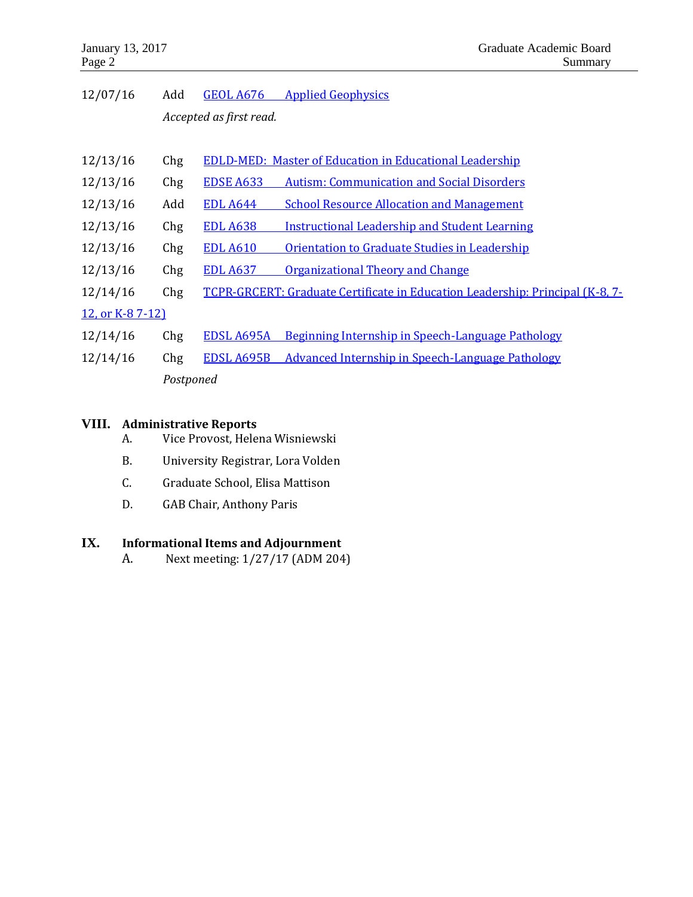12/07/16 Add GEOL A676 Applied Geophysics

*Accepted as first read.*

12/13/16 Chg EDLD-MED: Master of Education in Educational Leadership

12/13/16 Chg EDSE A633 Autism: Communication and Social Disorders

12/13/16 Add EDL A644 School Resource Allocation and Management

12/13/16 Chg EDL A638 Instructional Leadership and Student Learning

12/13/16 Chg EDL A610 Orientation to Graduate Studies in Leadership

12/13/16 Chg EDL A637 Organizational Theory and Change

12/14/16 Chg TCPR-GRCERT: Graduate Certificate in Education Leadership: Principal (K-8, 7-12, or K-8 7-12)

12/14/16 Chg EDSL A695A Beginning Internship in Speech-Language Pathology

12/14/16 Chg EDSL A695B Advanced Internship in Speech-Language Pathology

*Postponed*

## VIII. Administrative Reports

A. Vice Provost, Helena Wisniewski

B. University Registrar, Lora Volden

C. Graduate School, Elisa Mattison

D. GAB Chair, Anthony Paris

## IX. Informational Items and Adjournment

A. Next meeting: 1/27/17 (ADM 204)